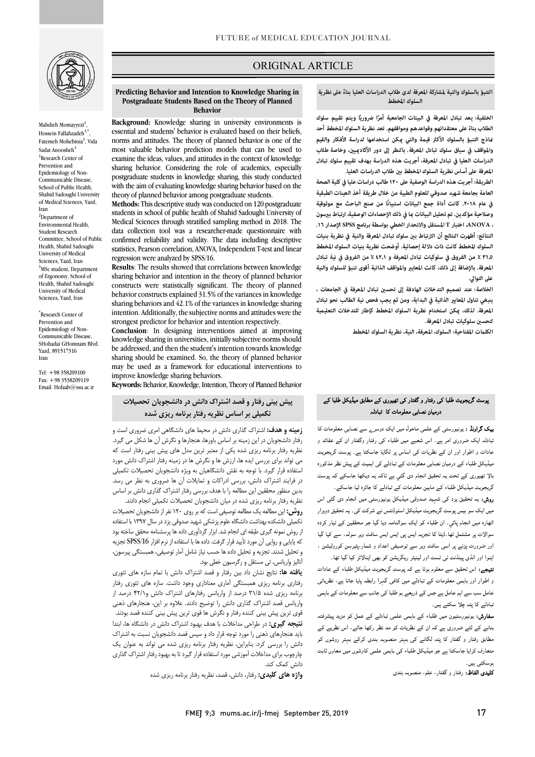ORIGINAL ARTICLE

# Predicting Behavior and Intention to Knowledge Sharing in Postgraduate Students Based on the Theory of Planned Behavior

Mahdieh Momayyezi[1], Hossein Fallahzadeh[1,*], Fatemeh Mohebinia[3], Vida Sadat Anoosheh[4]

[1]Research Center of Prevention and Epidemiology of Non-Communicable Disease, School of Public Health, Shahid Sadoughi University of Medical Sciences, Yazd, Iran

[2]Department of Environmental Health, Student Research Committee, School of Public Health, Shahid Sadoughi University of Medical Sciences, Yazd, Iran

[3]MSc student, Department of Ergonomy, School of Health, Shahid Sadoughi University of Medical Sciences, Yazd, Iran

*Research Center of Prevention and Epidemiology of Non-Communicable Disease, SHohadai GHomnam Blvd. Yazd, 891517316 Iran

Tel: +98 358209100
Fax: +98 3538209119
Email: Hofaab@ssu.ac.ir

**Background:** Knowledge sharing in university environments is essential and students' behavior is evaluated based on their beliefs, norms and attitudes. The theory of planned behavior is one of the most valuable behavior prediction models that can be used to examine the ideas, values, and attitudes in the context of knowledge sharing behavior. Considering the role of academics, especially postgraduate students in knowledge sharing, this study conducted with the aim of evaluating knowledge sharing behavior based on the theory of planned behavior among postgraduate students.

**Methods:** This descriptive study was conducted on 120 postgraduate students in school of public health of Shahid Sadoughi University of Medical Sciences through stratified sampling method in 2018. The data collection tool was a researcher-made questionnaire with confirmed reliability and validity. The data including descriptive statistics, Pearson correlation, ANOVA, Independent T-test and linear regression were analyzed by SPSS/16.

**Results**: The results showed that correlations between knowledge sharing behavior and intention in the theory of planned behavior constructs were statistically significant. The theory of planned behavior constructs explained 31.5% of the variances in knowledge sharing behaviors and 42.1% of the variances in knowledge sharing intention. Additionally, the subjective norms and attitudes were the strongest predictor for behavior and intention respectively.

**Conclusion**: In designing interventions aimed at improving knowledge sharing in universities, initially subjective norms should be addressed, and then the student's intention towards knowledge sharing should be examined. So, the theory of planned behavior may be used as a framework for educational interventions to improve knowledge sharing behaviors.

**Keywords:** Behavior, Knowledge, Intention, Theory of Planned Behavior

## التنبؤ بالسلوك والنية لمشاركة المعرفة لدى طلاب الدراسات العليا بناءً على نظرية السلوك المخطط

**الخلفية:** يعد تبادل المعرفة في البيئات الجامعية أمرًا ضروريًا ويتم تقييم سلوك الطلاب بناءً على معتقداتهم وقواعدهم ومواقفهم. تعد نظرية السلوك المخطط أحد نماذج التنبؤ بالسلوك الأكثر قيمة والتي يمكن استخدامها لدراسة الأفكار والقيم والمواقف في سياق سلوك تبادل المعرفة. بالنظر إلى دور الأكاديميين، وخاصة طلاب الدراسات العليا في تبادل المعرفة، أجريت هذه الدراسة بهدف تقييم سلوك تبادل المعرفة على أساس نظرية السلوك المخطط بين طلاب الدراسات العليا.

**الطريقة:** أجريت هذه الدراسة الوصفية على ١٢٠ طالب دراسات عليا في كلية الصحة العامة بجامعة شهيد صدوقي للعلوم الطبية من خلال طريقة أخذ العينات الطبقية في عام ٢٠١٨. كانت أداة جمع البيانات استبيانًا من صنع الباحث مع موثوقية وصلاحية مؤكدين. تم تحليل البيانات بما في ذلك الإحصاءات الوصفية، ارتباط بيرسون ، ANOVA، اختبار T المستقل والانحدار الخطي بواسطة برنامج SPSS الإصدار ١٦.

**النتائج:** أظهرت النتائج أن الارتباط بين سلوك تبادل المعرفة والنية في نظرية بنيات السلوك المخطط كانت ذات دلالة إحصائية. أوضحت نظرية بنيات السلوك المخطط ٣١,٥ ٪ من الفروق في سلوكيات تبادل المعرفة و ٤٢,١ ٪ من الفروق في نية تبادل المعرفة. بالإضافة إلى ذلك، كانت المعايير والمواقف الذاتية أقوى تنبؤ للسلوك والنية على التوالي.

**الخلاصة:** عند تصميم التدخلات الهادفة إلى تحسين تبادل المعرفة في الجامعات ، ينبغي تناول المعايير الذاتية في البداية، ومن ثم يجب فحص نية الطالب نحو تبادل المعرفة. لذلك، يمكن استخدام نظرية السلوك المخطط كإطار للتدخلات التعليمية لتحسين سلوكيات تبادل المعرفة.

**الكلمات المفتاحية:** السلوك، المعرفة، النية، نظرية السلوك المخطط

## پیش بینی رفتار و قصد اشتراک دانش در دانشجویان تحصیلات تکمیلی بر اساس نظریه رفتار برنامه ریزی شده

**زمینه و هدف:** اشتراک گذاری دانش در محیط های دانشگاهی امری ضروری است و رفتار دانشجویان در این زمینه بر اساس باورها، هنجارها و نگرش آن ها شکل می گیرد. نظریه رفتار برنامه ریزی شده یکی از معتبر ترین مدل های پیش بینی رفتار است که می تواند برای بررسی ایده ها، ارزش ها و نگرش ها در زمینه رفتار اشتراک دانش مورد استفاده قرار گیرد. با توجه به نقش دانشگاهیان به ویژه دانشجویان تحصیلات تکمیلی در فرایند اشتراک دانش، بررسی ادراکات و تمایلات آن ها ضروری به نظر می رسد. بدین منظور محققین این مطالعه را با هدف بررسی رفتار اشتراک گذاری دانش بر اساس نظریه رفتار برنامه ریزی شده در میان دانشجویان تحصیلات تکمیلی انجام دادند.

**روش:** این مطالعه یک مطالعه توصیفی است که بر روی ۱۲۰ نفر از دانشجویان تحصیلات تکمیلی دانشکده بهداشت دانشگاه علوم پزشکی شهید صدوقی یزد در سال ۱۳۹۷ با استفاده از روش نمونه گیری طبقه ای انجام شد. ابزار گردآوری داده ها پرسشنامه محقق ساخته بود که پایایی و روایی آن مورد تأیید قرار گرفت. داده ها با استفاده از نرم افزار SPSS/16 تجزیه و تحلیل شدند. تجزیه و تحلیل داده ها حسب نیاز شامل آمار توصیفی، همبستگی پیرسون، آنالیز واریانس، تی مستقل و رگرسیون خطی بود.

**یافته ها:** نتایج نشان داد بین رفتار و قصد اشتراک دانش با تمام سازه های تئوری رفتاری برنامه ریزی همبستگی آماری معناداری وجود داشت. سازه های تئوری رفتار برنامه ریزی شده ۳۱/۵ درصد از واریانس رفتارهای اشتراک دانش و۴۲/۱ درصد از واریانس قصد اشتراک گذاری دانش را توضیح دادند. علاوه بر این، هنجارهای ذهنی قوی ترین پیش بینی کننده رفتار و نگرش ها قوی ترین پیش بینی کننده قصد بودند.

**نتیجه گیری:** در طراحی مداخلات با هدف بهبود اشتراک دانش در دانشگاه ها، ابتدا باید هنجارهای ذهنی را مورد توجه قرار داد و سپس قصد دانشجویان نسبت به اشتراک دانش را بررسی کرد. بنابراین، نظریه رفتار برنامه ریزی شده می تواند به عنوان یک چارچوب برای مداخلات آموزشی مورد استفاده قرار گیرد تا به بهبود رفتار اشتراک گذاری دانش کمک کند.

**واژه های کلیدی:** رفتار، دانش، قصد، نظریه رفتار برنامه ریزی شده

## پوسٹ گریجویٹ طلبا کی رفتار و گفتار کی تھیوری کے مطابق میڈیکل طلبا کے درمیان نصابی معلومات کا تبادلہ

**بیک گراونڈ :** یونیورسٹی کے علمی ماحول میں ایک دوسرے سے نصابی معلومات کا تبادلہ ایک ضروری امر ہے۔ اس شعبے میں طلباء کی رفتار وگفتار ان کے عقائد و عادات و اطوار اور ان کے نظریات کی اساس پر لگایا جاسکتا ہے۔ پوسٹ گریجویٹ میڈیکل طلباء کے درمیان نصابی معلومات کے تبادلے کی اہمیت کے پیش نظر مذکورہ بالا تھیوری کے تحت یہ تحقیق انجام دی گئي ہے تاکہ یہ دیکھا جاسکے کہ پوسٹ گریجویٹ میڈیکل طلباء کے مابین معلومات کے تبادلے کا جائزہ لیا جاسکے۔

**روش:** یہ تحقیق یزد کی شہید صدوقی میڈیکل یونیورسٹی میں انجام دی گئی اس میں ایک سو بیس پوسٹ گریجویٹ میڈیکل اسٹوڈنٹس نے شرکت کی۔ یہ تحقیق دوہزار اٹھارہ میں انجام پائي۔ ان طلباء کو ایک سوالنامہ دیا گيا جو محققین نے تیار کیا تھا، سوالات پر مشتمل تھا۔ڈیٹا کا تجزیہ ایس پی ایس ایس سافٹ ویر سولہ، سے کیا گيا اور ضرورت پڑنے پر اسی سافٹ ویر سے توصیفی اعداد و شمار،پئیرسن کورلیشن ، اینوا اور انڈی پینڈنٹ ٹی ٹسٹ اور لینیئر ریگریشن کو بھی اپنالاثر کیا گيا تھا۔

**نتیجے :** اس تحقیق سے معلوم ہوتا ہے کہ پوسٹ گریجویٹ میڈیکل طلباء کے عادات و اطوار اور باہمی معلومات کے تبادلے میں کافی گہرا رابطہ پایا جاتا ہے، نظریاتی عامل سب سے اہم عامل ہے جس کے ذریعے ہم طلبا کی جانب سے معلومات کے باہمی تبادلے کا پتہ چلا سکتے ہیں۔

**سفارش:** یونیورسٹیوں میں طلباء کے باہمی علمی تبادلے کے عمل کو مزید پیشرفتہ بنانے کے لئے ضروری ہے کہ ان کے نظریات کو مد نظر رکھا جائے، اس نظریے کے مطابق رفتار و گفتار کا پتہ لگانے کی بہتر منصوبہ بندی کرکے بہتر روشوں کو متعارف کرایا جاسکتا ہے جو میڈیکل طلباء کی باہمی علمی کاوشوں میں معاون ثابت ہوسکتی ہیں۔

**کلیدی الفاظ:** رفتار و گفتار، علم، منصوبہ بندی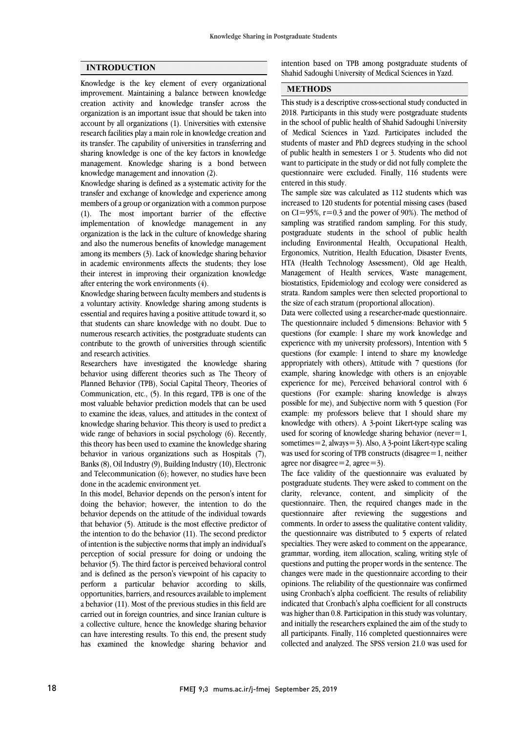## INTRODUCTION

Knowledge is the key element of every organizational improvement. Maintaining a balance between knowledge creation activity and knowledge transfer across the organization is an important issue that should be taken into account by all organizations (1). Universities with extensive research facilities play a main role in knowledge creation and its transfer. The capability of universities in transferring and sharing knowledge is one of the key factors in knowledge management. Knowledge sharing is a bond between knowledge management and innovation (2).

Knowledge sharing is defined as a systematic activity for the transfer and exchange of knowledge and experience among members of a group or organization with a common purpose (1). The most important barrier of the effective implementation of knowledge management in any organization is the lack in the culture of knowledge sharing and also the numerous benefits of knowledge management among its members (3). Lack of knowledge sharing behavior in academic environments affects the students; they lose their interest in improving their organization knowledge after entering the work environments (4).

Knowledge sharing between faculty members and students is a voluntary activity. Knowledge sharing among students is essential and requires having a positive attitude toward it, so that students can share knowledge with no doubt. Due to numerous research activities, the postgraduate students can contribute to the growth of universities through scientific and research activities.

Researchers have investigated the knowledge sharing behavior using different theories such as The Theory of Planned Behavior (TPB), Social Capital Theory, Theories of Communication, etc., (5). In this regard, TPB is one of the most valuable behavior prediction models that can be used to examine the ideas, values, and attitudes in the context of knowledge sharing behavior. This theory is used to predict a wide range of behaviors in social psychology (6). Recently, this theory has been used to examine the knowledge sharing behavior in various organizations such as Hospitals (7), Banks (8), Oil Industry (9), Building Industry (10), Electronic and Telecommunication (6); however, no studies have been done in the academic environment yet.

In this model, Behavior depends on the person's intent for doing the behavior; however, the intention to do the behavior depends on the attitude of the individual towards that behavior (5). Attitude is the most effective predictor of the intention to do the behavior (11). The second predictor of intention is the subjective norms that imply an individual's perception of social pressure for doing or undoing the behavior (5). The third factor is perceived behavioral control and is defined as the person's viewpoint of his capacity to perform a particular behavior according to skills, opportunities, barriers, and resources available to implement a behavior (11). Most of the previous studies in this field are carried out in foreign countries, and since Iranian culture is a collective culture, hence the knowledge sharing behavior can have interesting results. To this end, the present study has examined the knowledge sharing behavior and intention based on TPB among postgraduate students of Shahid Sadoughi University of Medical Sciences in Yazd.

## METHODS

This study is a descriptive cross-sectional study conducted in 2018. Participants in this study were postgraduate students in the school of public health of Shahid Sadoughi University of Medical Sciences in Yazd. Participates included the students of master and PhD degrees studying in the school of public health in semesters 1 or 3. Students who did not want to participate in the study or did not fully complete the questionnaire were excluded. Finally, 116 students were entered in this study.

The sample size was calculated as 112 students which was increased to 120 students for potential missing cases (based on CI=95%, r=0.3 and the power of 90%). The method of sampling was stratified random sampling. For this study, postgraduate students in the school of public health including Environmental Health, Occupational Health, Ergonomics, Nutrition, Health Education, Disaster Events, HTA (Health Technology Assessment), Old age Health, Management of Health services, Waste management, biostatistics, Epidemiology and ecology were considered as strata. Random samples were then selected proportional to the size of each stratum (proportional allocation).

Data were collected using a researcher-made questionnaire. The questionnaire included 5 dimensions: Behavior with 5 questions (for example: I share my work knowledge and experience with my university professors), Intention with 5 questions (for example: I intend to share my knowledge appropriately with others), Attitude with 7 questions (for example, sharing knowledge with others is an enjoyable experience for me), Perceived behavioral control with 6 questions (For example: sharing knowledge is always possible for me), and Subjective norm with 5 question (For example: my professors believe that I should share my knowledge with others). A 3-point Likert-type scaling was used for scoring of knowledge sharing behavior (never=1, sometimes=2, always=3). Also, A 3-point Likert-type scaling was used for scoring of TPB constructs (disagree=1, neither agree nor disagree=2, agree=3).

The face validity of the questionnaire was evaluated by postgraduate students. They were asked to comment on the clarity, relevance, content, and simplicity of the questionnaire. Then, the required changes made in the questionnaire after reviewing the suggestions and comments. In order to assess the qualitative content validity, the questionnaire was distributed to 5 experts of related specialties. They were asked to comment on the appearance, grammar, wording, item allocation, scaling, writing style of questions and putting the proper words in the sentence. The changes were made in the questionnaire according to their opinions. The reliability of the questionnaire was confirmed using Cronbach's alpha coefficient. The results of reliability indicated that Cronbach's alpha coefficient for all constructs was higher than 0.8. Participation in this study was voluntary, and initially the researchers explained the aim of the study to all participants. Finally, 116 completed questionnaires were collected and analyzed. The SPSS version 21.0 was used for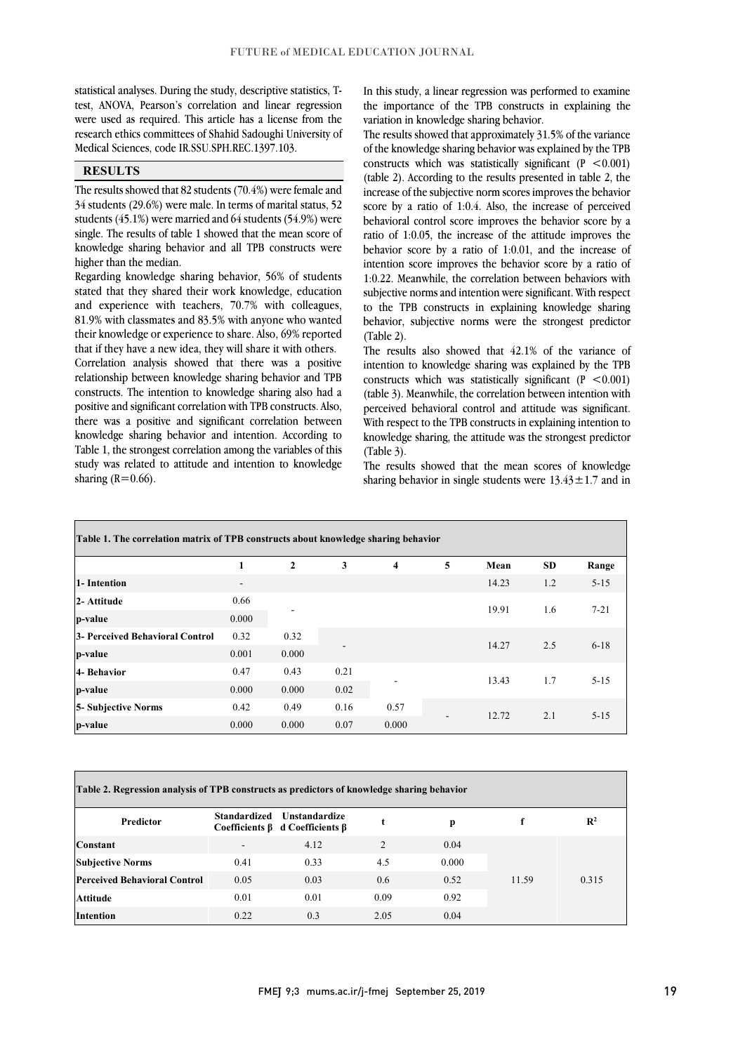statistical analyses. During the study, descriptive statistics, T-test, ANOVA, Pearson's correlation and linear regression were used as required. This article has a license from the research ethics committees of Shahid Sadoughi University of Medical Sciences, code IR.SSU.SPH.REC.1397.103.

## RESULTS

The results showed that 82 students (70.4%) were female and 34 students (29.6%) were male. In terms of marital status, 52 students (45.1%) were married and 64 students (54.9%) were single. The results of table 1 showed that the mean score of knowledge sharing behavior and all TPB constructs were higher than the median.

Regarding knowledge sharing behavior, 56% of students stated that they shared their work knowledge, education and experience with teachers, 70.7% with colleagues, 81.9% with classmates and 83.5% with anyone who wanted their knowledge or experience to share. Also, 69% reported that if they have a new idea, they will share it with others.

Correlation analysis showed that there was a positive relationship between knowledge sharing behavior and TPB constructs. The intention to knowledge sharing also had a positive and significant correlation with TPB constructs. Also, there was a positive and significant correlation between knowledge sharing behavior and intention. According to Table 1, the strongest correlation among the variables of this study was related to attitude and intention to knowledge sharing (R=0.66).

In this study, a linear regression was performed to examine the importance of the TPB constructs in explaining the variation in knowledge sharing behavior.

The results showed that approximately 31.5% of the variance of the knowledge sharing behavior was explained by the TPB constructs which was statistically significant ($P<0.001$) (table 2). According to the results presented in table 2, the increase of the subjective norm scores improves the behavior score by a ratio of 1:0.4. Also, the increase of perceived behavioral control score improves the behavior score by a ratio of 1:0.05, the increase of the attitude improves the behavior score by a ratio of 1:0.01, and the increase of intention score improves the behavior score by a ratio of 1:0.22. Meanwhile, the correlation between behaviors with subjective norms and intention were significant. With respect to the TPB constructs in explaining knowledge sharing behavior, subjective norms were the strongest predictor (Table 2).

The results also showed that 42.1% of the variance of intention to knowledge sharing was explained by the TPB constructs which was statistically significant ($P<0.001$) (table 3). Meanwhile, the correlation between intention with perceived behavioral control and attitude was significant. With respect to the TPB constructs in explaining intention to knowledge sharing, the attitude was the strongest predictor (Table 3).

The results showed that the mean scores of knowledge sharing behavior in single students were 13.43±1.7 and in

**Table 1. The correlation matrix of TPB constructs about knowledge sharing behavior**

| | 1 | 2 | 3 | 4 | 5 | Mean | SD | Range |
|---|---|---|---|---|---|---|---|---|
| 1- Intention | - | | | | | 14.23 | 1.2 | 5-15 |
| 2- Attitude | 0.66 | - | | | | 19.91 | 1.6 | 7-21 |
| p-value | 0.000 | | | | | | | |
| 3- Perceived Behavioral Control | 0.32 | 0.32 | - | | | 14.27 | 2.5 | 6-18 |
| p-value | 0.001 | 0.000 | | | | | | |
| 4- Behavior | 0.47 | 0.43 | 0.21 | - | | 13.43 | 1.7 | 5-15 |
| p-value | 0.000 | 0.000 | 0.02 | | | | | |
| 5- Subjective Norms | 0.42 | 0.49 | 0.16 | 0.57 | - | 12.72 | 2.1 | 5-15 |
| p-value | 0.000 | 0.000 | 0.07 | 0.000 | | | | |

**Table 2. Regression analysis of TPB constructs as predictors of knowledge sharing behavior**

| Predictor | Standardized Coefficients β | Unstandardized Coefficients β | t | p | f | $R^2$ |
|---|---|---|---|---|---|---|
| Constant | - | 4.12 | 2 | 0.04 | 11.59 | 0.315 |
| Subjective Norms | 0.41 | 0.33 | 4.5 | 0.000 | | |
| Perceived Behavioral Control | 0.05 | 0.03 | 0.6 | 0.52 | | |
| Attitude | 0.01 | 0.01 | 0.09 | 0.92 | | |
| Intention | 0.22 | 0.3 | 2.05 | 0.04 | | |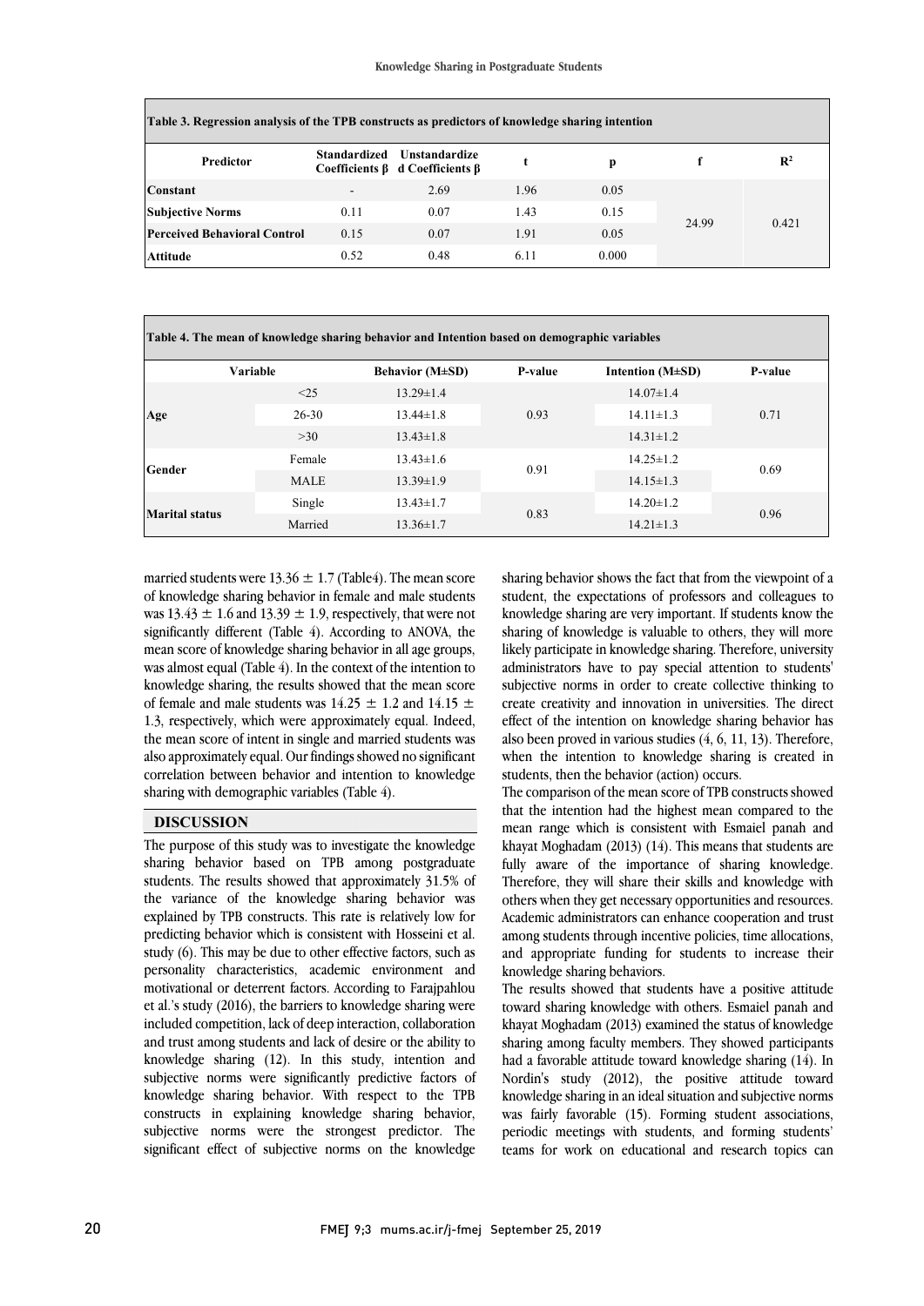Table 3. Regression analysis of the TPB constructs as predictors of knowledge sharing intention

| Predictor | Standardized Coefficients β | Unstandardized Coefficients β | t | p | f | $R^2$ |
|---|---|---|---|---|---|---|
| Constant | - | 2.69 | 1.96 | 0.05 | 24.99 | 0.421 |
| Subjective Norms | 0.11 | 0.07 | 1.43 | 0.15 | | |
| Perceived Behavioral Control | 0.15 | 0.07 | 1.91 | 0.05 | | |
| Attitude | 0.52 | 0.48 | 6.11 | 0.000 | | |

Table 4. The mean of knowledge sharing behavior and Intention based on demographic variables

| Variable | | Behavior (M±SD) | P-value | Intention (M±SD) | P-value |
|---|---|---|---|---|---|
| Age | <25 | 13.29±1.4 | 0.93 | 14.07±1.4 | 0.71 |
| | 26-30 | 13.44±1.8 | | 14.11±1.3 | |
| | >30 | 13.43±1.8 | | 14.31±1.2 | |
| Gender | Female | 13.43±1.6 | 0.91 | 14.25±1.2 | 0.69 |
| | MALE | 13.39±1.9 | | 14.15±1.3 | |
| Marital status | Single | 13.43±1.7 | 0.83 | 14.20±1.2 | 0.96 |
| | Married | 13.36±1.7 | | 14.21±1.3 | |

married students were 13.36 ± 1.7 (Table4). The mean score of knowledge sharing behavior in female and male students was 13.43 ± 1.6 and 13.39 ± 1.9, respectively, that were not significantly different (Table 4). According to ANOVA, the mean score of knowledge sharing behavior in all age groups, was almost equal (Table 4). In the context of the intention to knowledge sharing, the results showed that the mean score of female and male students was 14.25 ± 1.2 and 14.15 ± 1.3, respectively, which were approximately equal. Indeed, the mean score of intent in single and married students was also approximately equal. Our findings showed no significant correlation between behavior and intention to knowledge sharing with demographic variables (Table 4).

## DISCUSSION

The purpose of this study was to investigate the knowledge sharing behavior based on TPB among postgraduate students. The results showed that approximately 31.5% of the variance of the knowledge sharing behavior was explained by TPB constructs. This rate is relatively low for predicting behavior which is consistent with Hosseini et al. study (6). This may be due to other effective factors, such as personality characteristics, academic environment and motivational or deterrent factors. According to Farajpahlou et al.'s study (2016), the barriers to knowledge sharing were included competition, lack of deep interaction, collaboration and trust among students and lack of desire or the ability to knowledge sharing (12). In this study, intention and subjective norms were significantly predictive factors of knowledge sharing behavior. With respect to the TPB constructs in explaining knowledge sharing behavior, subjective norms were the strongest predictor. The significant effect of subjective norms on the knowledge sharing behavior shows the fact that from the viewpoint of a student, the expectations of professors and colleagues to knowledge sharing are very important. If students know the sharing of knowledge is valuable to others, they will more likely participate in knowledge sharing. Therefore, university administrators have to pay special attention to students' subjective norms in order to create collective thinking to create creativity and innovation in universities. The direct effect of the intention on knowledge sharing behavior has also been proved in various studies (4, 6, 11, 13). Therefore, when the intention to knowledge sharing is created in students, then the behavior (action) occurs.

The comparison of the mean score of TPB constructs showed that the intention had the highest mean compared to the mean range which is consistent with Esmaiel panah and khayat Moghadam (2013) (14). This means that students are fully aware of the importance of sharing knowledge. Therefore, they will share their skills and knowledge with others when they get necessary opportunities and resources. Academic administrators can enhance cooperation and trust among students through incentive policies, time allocations, and appropriate funding for students to increase their knowledge sharing behaviors.

The results showed that students have a positive attitude toward sharing knowledge with others. Esmaiel panah and khayat Moghadam (2013) examined the status of knowledge sharing among faculty members. They showed participants had a favorable attitude toward knowledge sharing (14). In Nordin's study (2012), the positive attitude toward knowledge sharing in an ideal situation and subjective norms was fairly favorable (15). Forming student associations, periodic meetings with students, and forming students' teams for work on educational and research topics can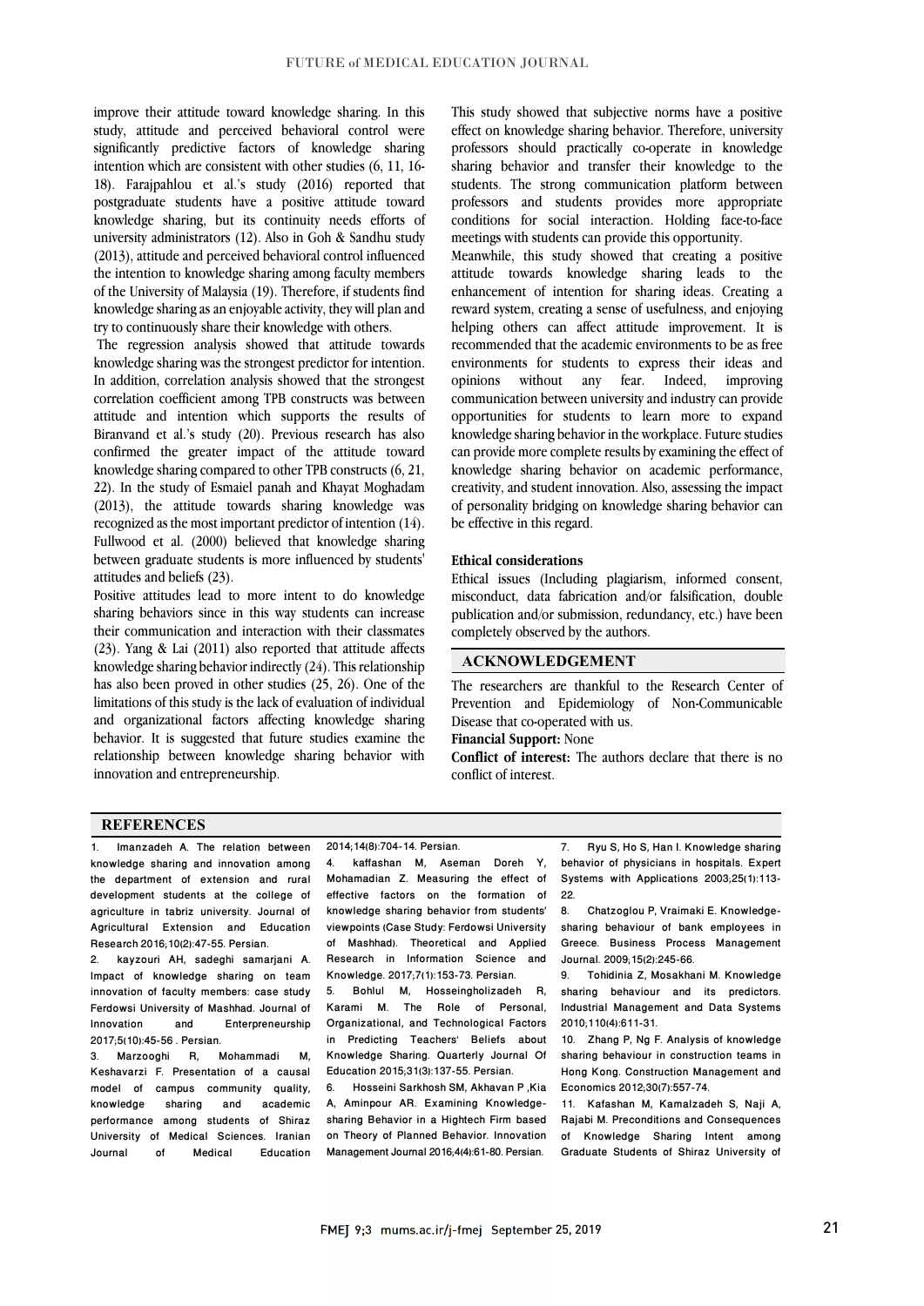improve their attitude toward knowledge sharing. In this study, attitude and perceived behavioral control were significantly predictive factors of knowledge sharing intention which are consistent with other studies (6, 11, 16-18). Farajpahlou et al.'s study (2016) reported that postgraduate students have a positive attitude toward knowledge sharing, but its continuity needs efforts of university administrators (12). Also in Goh & Sandhu study (2013), attitude and perceived behavioral control influenced the intention to knowledge sharing among faculty members of the University of Malaysia (19). Therefore, if students find knowledge sharing as an enjoyable activity, they will plan and try to continuously share their knowledge with others.

The regression analysis showed that attitude towards knowledge sharing was the strongest predictor for intention. In addition, correlation analysis showed that the strongest correlation coefficient among TPB constructs was between attitude and intention which supports the results of Biranvand et al.'s study (20). Previous research has also confirmed the greater impact of the attitude toward knowledge sharing compared to other TPB constructs (6, 21, 22). In the study of Esmaiel panah and Khayat Moghadam (2013), the attitude towards sharing knowledge was recognized as the most important predictor of intention (14). Fullwood et al. (2000) believed that knowledge sharing between graduate students is more influenced by students' attitudes and beliefs (23).

Positive attitudes lead to more intent to do knowledge sharing behaviors since in this way students can increase their communication and interaction with their classmates (23). Yang & Lai (2011) also reported that attitude affects knowledge sharing behavior indirectly (24). This relationship has also been proved in other studies (25, 26). One of the limitations of this study is the lack of evaluation of individual and organizational factors affecting knowledge sharing behavior. It is suggested that future studies examine the relationship between knowledge sharing behavior with innovation and entrepreneurship.

This study showed that subjective norms have a positive effect on knowledge sharing behavior. Therefore, university professors should practically co-operate in knowledge sharing behavior and transfer their knowledge to the students. The strong communication platform between professors and students provides more appropriate conditions for social interaction. Holding face-to-face meetings with students can provide this opportunity.

Meanwhile, this study showed that creating a positive attitude towards knowledge sharing leads to the enhancement of intention for sharing ideas. Creating a reward system, creating a sense of usefulness, and enjoying helping others can affect attitude improvement. It is recommended that the academic environments to be as free environments for students to express their ideas and opinions without any fear. Indeed, improving communication between university and industry can provide opportunities for students to learn more to expand knowledge sharing behavior in the workplace. Future studies can provide more complete results by examining the effect of knowledge sharing behavior on academic performance, creativity, and student innovation. Also, assessing the impact of personality bridging on knowledge sharing behavior can be effective in this regard.

**Ethical considerations**

Ethical issues (Including plagiarism, informed consent, misconduct, data fabrication and/or falsification, double publication and/or submission, redundancy, etc.) have been completely observed by the authors.

## ACKNOWLEDGEMENT

The researchers are thankful to the Research Center of Prevention and Epidemiology of Non-Communicable Disease that co-operated with us.

**Financial Support:** None

**Conflict of interest:** The authors declare that there is no conflict of interest.

## REFERENCES

1. Imanzadeh A. The relation between knowledge sharing and innovation among the department of extension and rural development students at the college of agriculture in tabriz university. Journal of Agricultural Extension and Education Research 2016;10(2):47-55. Persian.
2. kayzouri AH, sadeghi samarjani A. Impact of knowledge sharing on team innovation of faculty members: case study Ferdowsi University of Mashhad. Journal of Innovation and Enterpreneurship 2017;5(10):45-56 . Persian.
3. Marzooghi R, Mohammadi M, Keshavarzi F. Presentation of a causal model of campus community quality, knowledge sharing and academic performance among students of Shiraz University of Medical Sciences. Iranian Journal of Medical Education 2014;14(8):704-14. Persian.
4. kaffashan M, Aseman Doreh Y, Mohamadian Z. Measuring the effect of effective factors on the formation of knowledge sharing behavior from students' viewpoints (Case Study: Ferdowsi University of Mashhad). Theoretical and Applied Research in Information Science and Knowledge. 2017;7(1):153-73. Persian.
5. Bohlul M, Hosseingholizadeh R, Karami M. The Role of Personal, Organizational, and Technological Factors in Predicting Teachers' Beliefs about Knowledge Sharing. Quarterly Journal Of Education 2015;31(3):137-55. Persian.
6. Hosseini Sarkhosh SM, Akhavan P ,Kia A, Aminpour AR. Examining Knowledge-sharing Behavior in a Hightech Firm based on Theory of Planned Behavior. Innovation Management Journal 2016;4(4):61-80. Persian.
7. Ryu S, Ho S, Han I. Knowledge sharing behavior of physicians in hospitals. Expert Systems with Applications 2003;25(1):113-22.
8. Chatzoglou P, Vraimaki E. Knowledge-sharing behaviour of bank employees in Greece. Business Process Management Journal. 2009;15(2):245-66.
9. Tohidinia Z, Mosakhani M. Knowledge sharing behaviour and its predictors. Industrial Management and Data Systems 2010;110(4):611-31.
10. Zhang P, Ng F. Analysis of knowledge sharing behaviour in construction teams in Hong Kong. Construction Management and Economics 2012;30(7):557-74.
11. Kafashan M, Kamalzadeh S, Naji A, Rajabi M. Preconditions and Consequences of Knowledge Sharing Intent among Graduate Students of Shiraz University of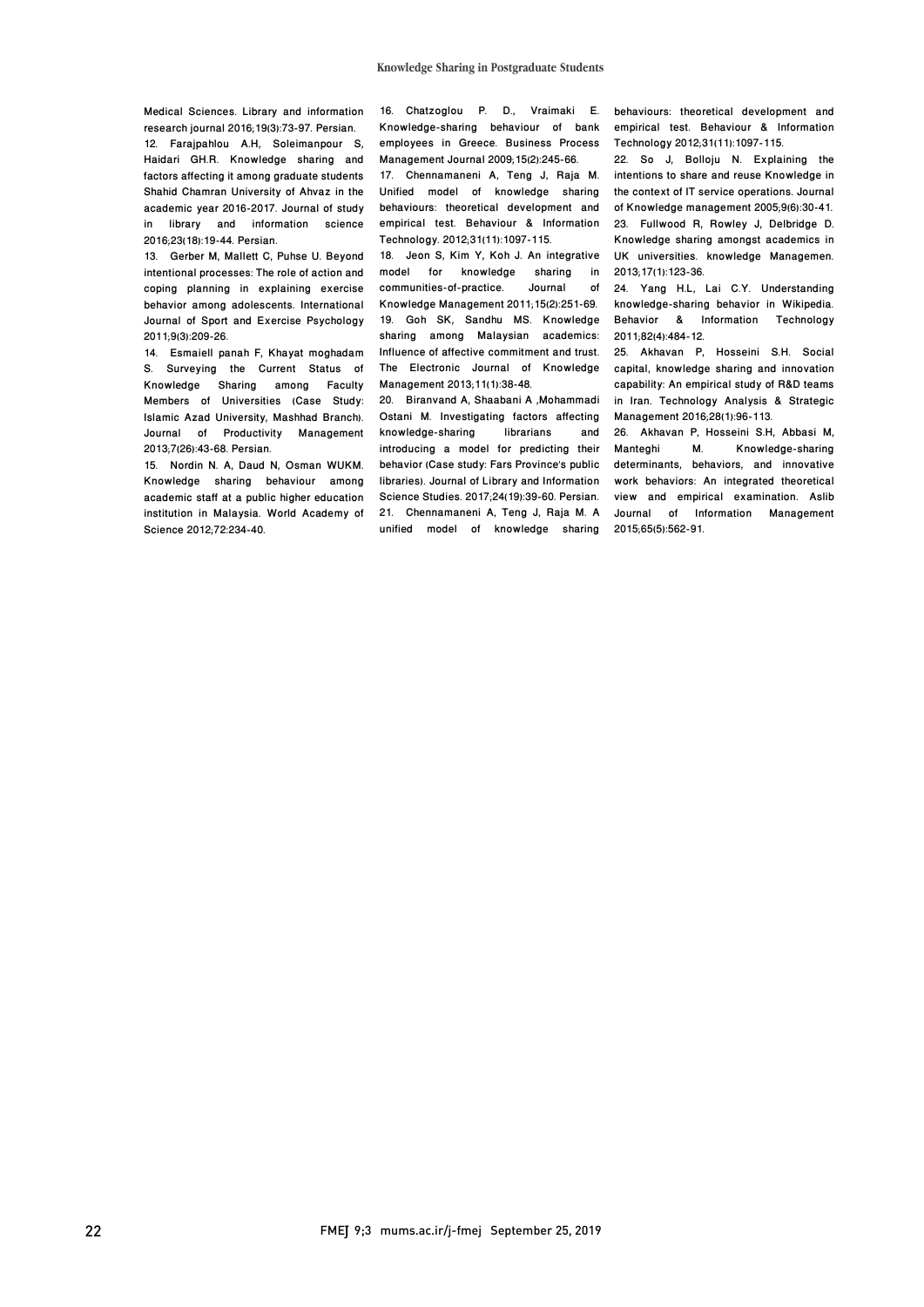Medical Sciences. Library and information research journal 2016;19(3):73-97. Persian.

12. Farajpahlou A.H, Soleimanpour S, Haidari GH.R. Knowledge sharing and factors affecting it among graduate students Shahid Chamran University of Ahvaz in the academic year 2016-2017. Journal of study in library and information science 2016;23(18):19-44. Persian.

13. Gerber M, Mallett C, Puhse U. Beyond intentional processes: The role of action and coping planning in explaining exercise behavior among adolescents. International Journal of Sport and Exercise Psychology 2011;9(3):209-26.

14. Esmaiell panah F, Khayat moghadam S. Surveying the Current Status of Knowledge Sharing among Faculty Members of Universities (Case Study: Islamic Azad University, Mashhad Branch). Journal of Productivity Management 2013;7(26):43-68. Persian.

15. Nordin N. A, Daud N, Osman WUKM. Knowledge sharing behaviour among academic staff at a public higher education institution in Malaysia. World Academy of Science 2012;72:234-40.

16. Chatzoglou P. D., Vraimaki E. Knowledge-sharing behaviour of bank employees in Greece. Business Process Management Journal 2009;15(2):245-66.

17. Chennamaneni A, Teng J, Raja M. Unified model of knowledge sharing behaviours: theoretical development and empirical test. Behaviour & Information Technology. 2012;31(11):1097-115.

18. Jeon S, Kim Y, Koh J. An integrative model for knowledge sharing in communities-of-practice. Journal of Knowledge Management 2011;15(2):251-69.

19. Goh SK, Sandhu MS. Knowledge sharing among Malaysian academics: Influence of affective commitment and trust. The Electronic Journal of Knowledge Management 2013;11(1):38-48.

20. Biranvand A, Shaabani A ,Mohammadi Ostani M. Investigating factors affecting knowledge-sharing librarians and introducing a model for predicting their behavior (Case study: Fars Province's public libraries). Journal of Library and Information Science Studies. 2017;24(19):39-60. Persian.

21. Chennamaneni A, Teng J, Raja M. A unified model of knowledge sharing behaviours: theoretical development and empirical test. Behaviour & Information Technology 2012;31(11):1097-115.

22. So J, Bolloju N. Explaining the intentions to share and reuse Knowledge in the context of IT service operations. Journal of Knowledge management 2005;9(6):30-41.

23. Fullwood R, Rowley J, Delbridge D. Knowledge sharing amongst academics in UK universities. knowledge Managemen. 2013;17(1):123-36.

24. Yang H.L, Lai C.Y. Understanding knowledge-sharing behavior in Wikipedia. Behavior & Information Technology 2011;82(4):484-12.

25. Akhavan P, Hosseini S.H. Social capital, knowledge sharing and innovation capability: An empirical study of R&D teams in Iran. Technology Analysis & Strategic Management 2016;28(1):96-113.

26. Akhavan P, Hosseini S.H, Abbasi M, Manteghi M. Knowledge-sharing determinants, behaviors, and innovative work behaviors: An integrated theoretical view and empirical examination. Aslib Journal of Information Management 2015;65(5):562-91.